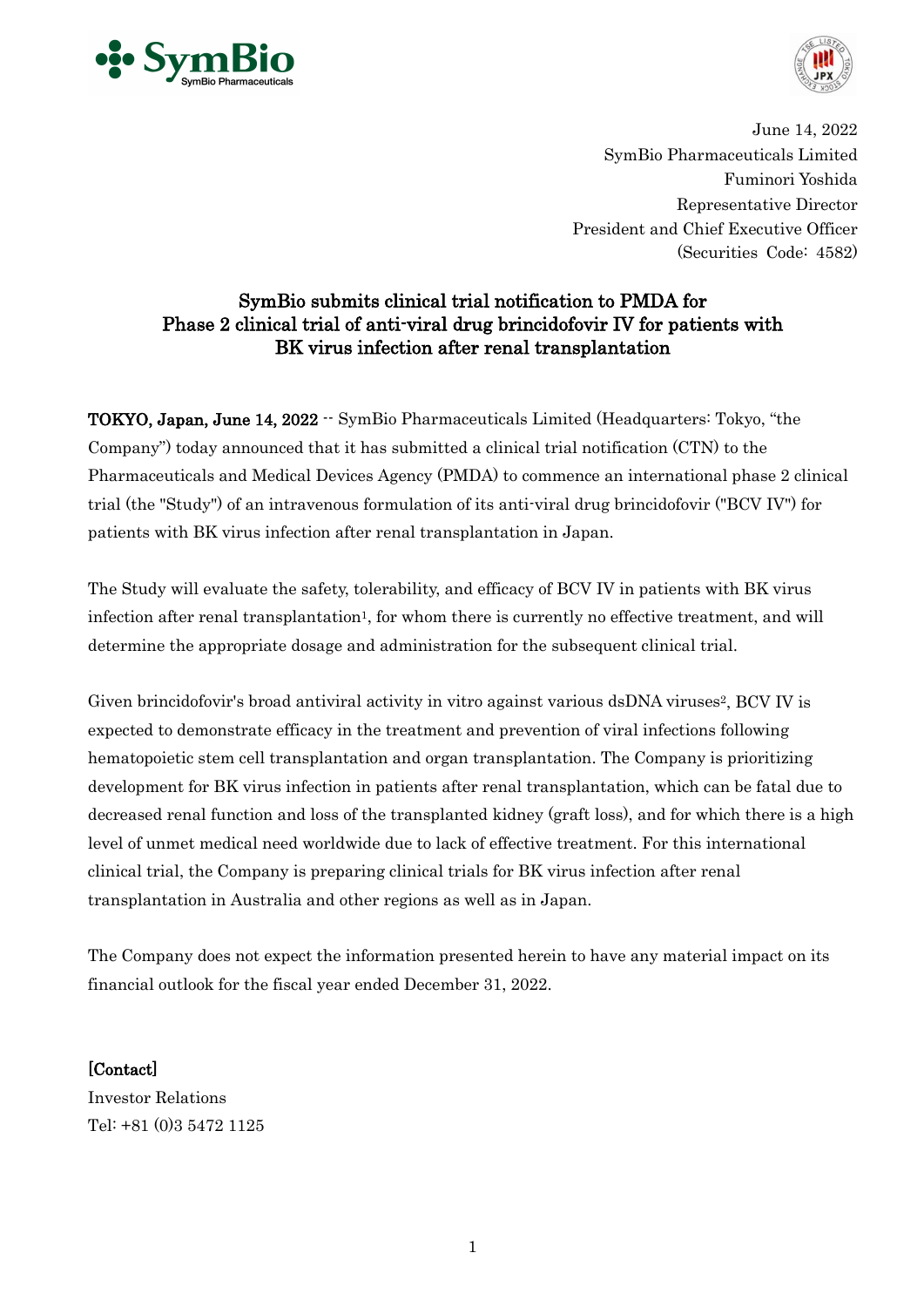June 14, 2022
SymBio Pharmaceuticals Limited
Fuminori Yoshida
Representative Director
President and Chief Executive Officer
(Securities Code: 4582)

# SymBio submits clinical trial notification to PMDA for Phase 2 clinical trial of anti-viral drug brincidofovir IV for patients with BK virus infection after renal transplantation

**TOKYO, Japan, June 14, 2022** -- SymBio Pharmaceuticals Limited (Headquarters: Tokyo, "the Company") today announced that it has submitted a clinical trial notification (CTN) to the Pharmaceuticals and Medical Devices Agency (PMDA) to commence an international phase 2 clinical trial (the "Study") of an intravenous formulation of its anti-viral drug brincidofovir ("BCV IV") for patients with BK virus infection after renal transplantation in Japan.

The Study will evaluate the safety, tolerability, and efficacy of BCV IV in patients with BK virus infection after renal transplantation[1], for whom there is currently no effective treatment, and will determine the appropriate dosage and administration for the subsequent clinical trial.

Given brincidofovir's broad antiviral activity in vitro against various dsDNA viruses[2], BCV IV is expected to demonstrate efficacy in the treatment and prevention of viral infections following hematopoietic stem cell transplantation and organ transplantation. The Company is prioritizing development for BK virus infection in patients after renal transplantation, which can be fatal due to decreased renal function and loss of the transplanted kidney (graft loss), and for which there is a high level of unmet medical need worldwide due to lack of effective treatment. For this international clinical trial, the Company is preparing clinical trials for BK virus infection after renal transplantation in Australia and other regions as well as in Japan.

The Company does not expect the information presented herein to have any material impact on its financial outlook for the fiscal year ended December 31, 2022.

**[Contact]**
Investor Relations
Tel: +81 (0)3 5472 1125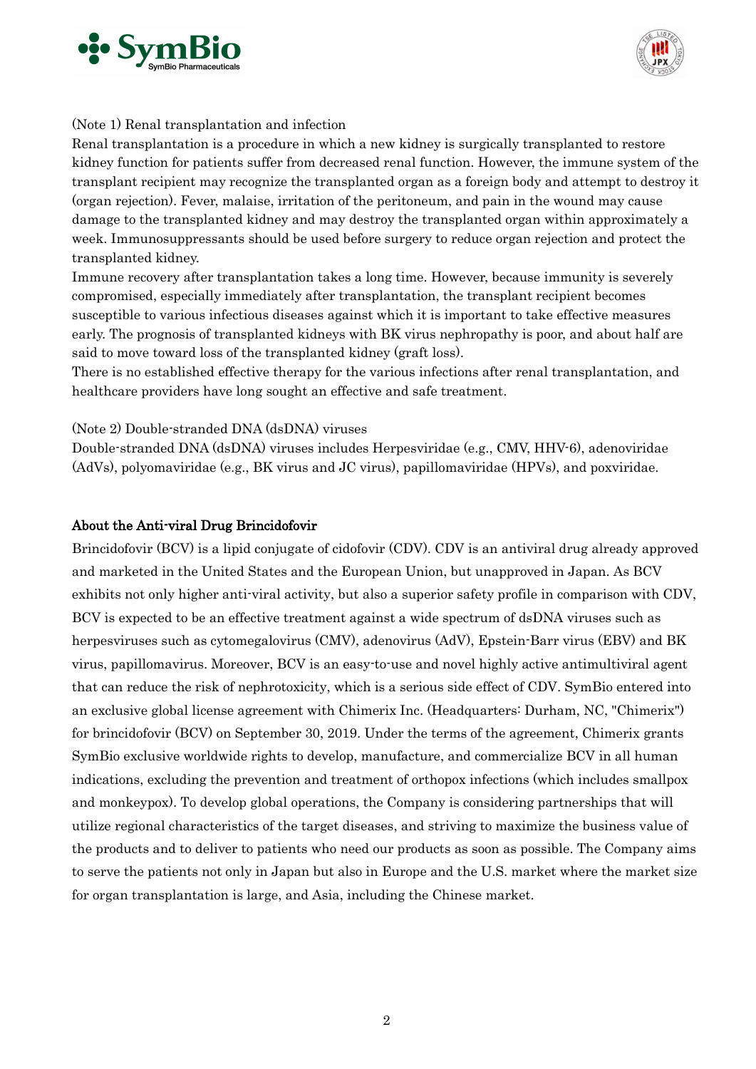(Note 1) Renal transplantation and infection

Renal transplantation is a procedure in which a new kidney is surgically transplanted to restore kidney function for patients suffer from decreased renal function. However, the immune system of the transplant recipient may recognize the transplanted organ as a foreign body and attempt to destroy it (organ rejection). Fever, malaise, irritation of the peritoneum, and pain in the wound may cause damage to the transplanted kidney and may destroy the transplanted organ within approximately a week. Immunosuppressants should be used before surgery to reduce organ rejection and protect the transplanted kidney.

Immune recovery after transplantation takes a long time. However, because immunity is severely compromised, especially immediately after transplantation, the transplant recipient becomes susceptible to various infectious diseases against which it is important to take effective measures early. The prognosis of transplanted kidneys with BK virus nephropathy is poor, and about half are said to move toward loss of the transplanted kidney (graft loss).

There is no established effective therapy for the various infections after renal transplantation, and healthcare providers have long sought an effective and safe treatment.

(Note 2) Double-stranded DNA (dsDNA) viruses

Double-stranded DNA (dsDNA) viruses includes Herpesviridae (e.g., CMV, HHV-6), adenoviridae (AdVs), polyomaviridae (e.g., BK virus and JC virus), papillomaviridae (HPVs), and poxviridae.

## About the Anti-viral Drug Brincidofovir

Brincidofovir (BCV) is a lipid conjugate of cidofovir (CDV). CDV is an antiviral drug already approved and marketed in the United States and the European Union, but unapproved in Japan. As BCV exhibits not only higher anti-viral activity, but also a superior safety profile in comparison with CDV, BCV is expected to be an effective treatment against a wide spectrum of dsDNA viruses such as herpesviruses such as cytomegalovirus (CMV), adenovirus (AdV), Epstein-Barr virus (EBV) and BK virus, papillomavirus. Moreover, BCV is an easy-to-use and novel highly active antimultiviral agent that can reduce the risk of nephrotoxicity, which is a serious side effect of CDV. SymBio entered into an exclusive global license agreement with Chimerix Inc. (Headquarters: Durham, NC, "Chimerix") for brincidofovir (BCV) on September 30, 2019. Under the terms of the agreement, Chimerix grants SymBio exclusive worldwide rights to develop, manufacture, and commercialize BCV in all human indications, excluding the prevention and treatment of orthopox infections (which includes smallpox and monkeypox). To develop global operations, the Company is considering partnerships that will utilize regional characteristics of the target diseases, and striving to maximize the business value of the products and to deliver to patients who need our products as soon as possible. The Company aims to serve the patients not only in Japan but also in Europe and the U.S. market where the market size for organ transplantation is large, and Asia, including the Chinese market.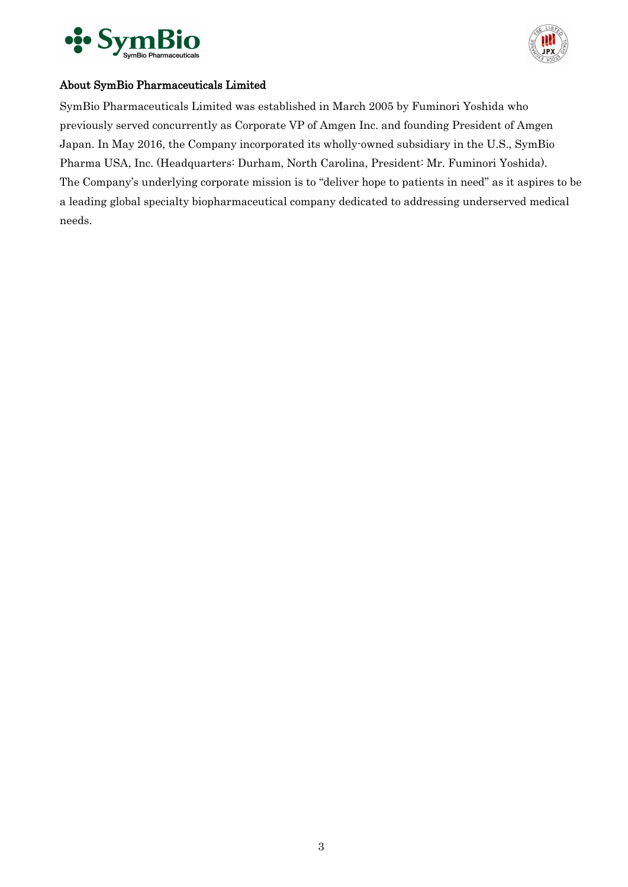## About SymBio Pharmaceuticals Limited

SymBio Pharmaceuticals Limited was established in March 2005 by Fuminori Yoshida who previously served concurrently as Corporate VP of Amgen Inc. and founding President of Amgen Japan. In May 2016, the Company incorporated its wholly-owned subsidiary in the U.S., SymBio Pharma USA, Inc. (Headquarters: Durham, North Carolina, President: Mr. Fuminori Yoshida). The Company's underlying corporate mission is to "deliver hope to patients in need" as it aspires to be a leading global specialty biopharmaceutical company dedicated to addressing underserved medical needs.